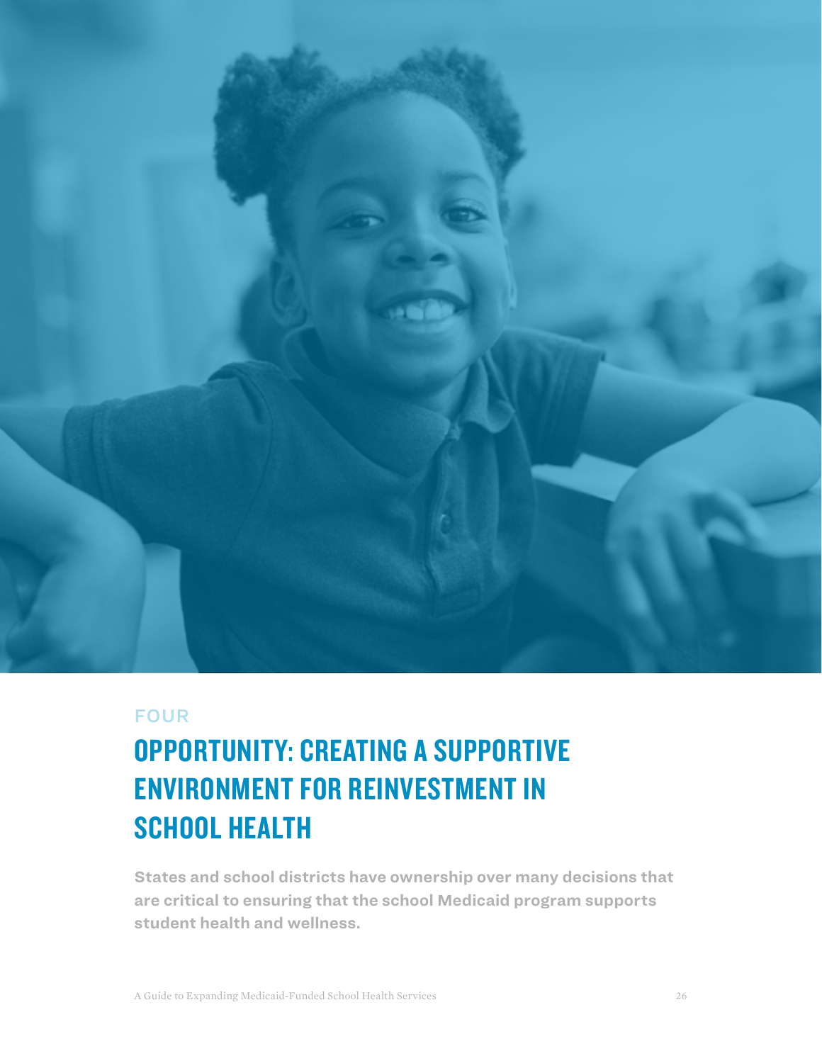FOUR

# OPPORTUNITY: CREATING A SUPPORTIVE ENVIRONMENT FOR REINVESTMENT IN SCHOOL HEALTH

**States and school districts have ownership over many decisions that are critical to ensuring that the school Medicaid program supports student health and wellness.**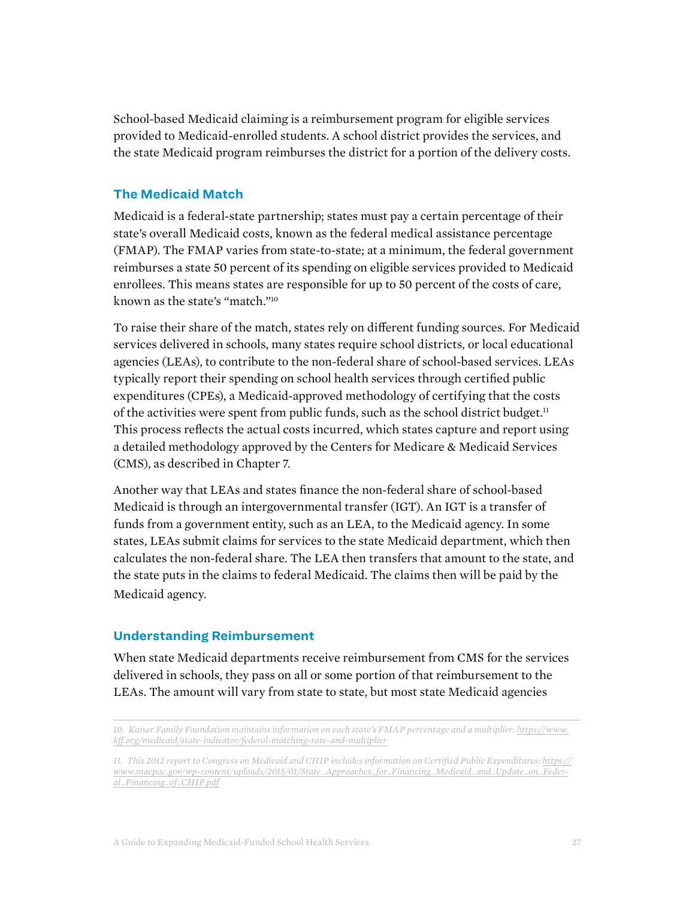School-based Medicaid claiming is a reimbursement program for eligible services provided to Medicaid-enrolled students. A school district provides the services, and the state Medicaid program reimburses the district for a portion of the delivery costs.

### The Medicaid Match

Medicaid is a federal-state partnership; states must pay a certain percentage of their state's overall Medicaid costs, known as the federal medical assistance percentage (FMAP). The FMAP varies from state-to-state; at a minimum, the federal government reimburses a state 50 percent of its spending on eligible services provided to Medicaid enrollees. This means states are responsible for up to 50 percent of the costs of care, known as the state's "match."[10]

To raise their share of the match, states rely on different funding sources. For Medicaid services delivered in schools, many states require school districts, or local educational agencies (LEAs), to contribute to the non-federal share of school-based services. LEAs typically report their spending on school health services through certified public expenditures (CPEs), a Medicaid-approved methodology of certifying that the costs of the activities were spent from public funds, such as the school district budget.[11] This process reflects the actual costs incurred, which states capture and report using a detailed methodology approved by the Centers for Medicare & Medicaid Services (CMS), as described in Chapter 7.

Another way that LEAs and states finance the non-federal share of school-based Medicaid is through an intergovernmental transfer (IGT). An IGT is a transfer of funds from a government entity, such as an LEA, to the Medicaid agency. In some states, LEAs submit claims for services to the state Medicaid department, which then calculates the non-federal share. The LEA then transfers that amount to the state, and the state puts in the claims to federal Medicaid. The claims then will be paid by the Medicaid agency.

### Understanding Reimbursement

When state Medicaid departments receive reimbursement from CMS for the services delivered in schools, they pass on all or some portion of that reimbursement to the LEAs. The amount will vary from state to state, but most state Medicaid agencies

---

*10. Kaiser Family Foundation maintains information on each state's FMAP percentage and a multiplier: https://www.kff.org/medicaid/state-indicator/federal-matching-rate-and-multiplier*

*11. This 2012 report to Congress on Medicaid and CHIP includes information on Certified Public Expenditures: https://www.macpac.gov/wp-content/uploads/2015/01/State_Approaches_for_Financing_Medicaid_and_Update_on_Federal_Financing_of_CHIP.pdf*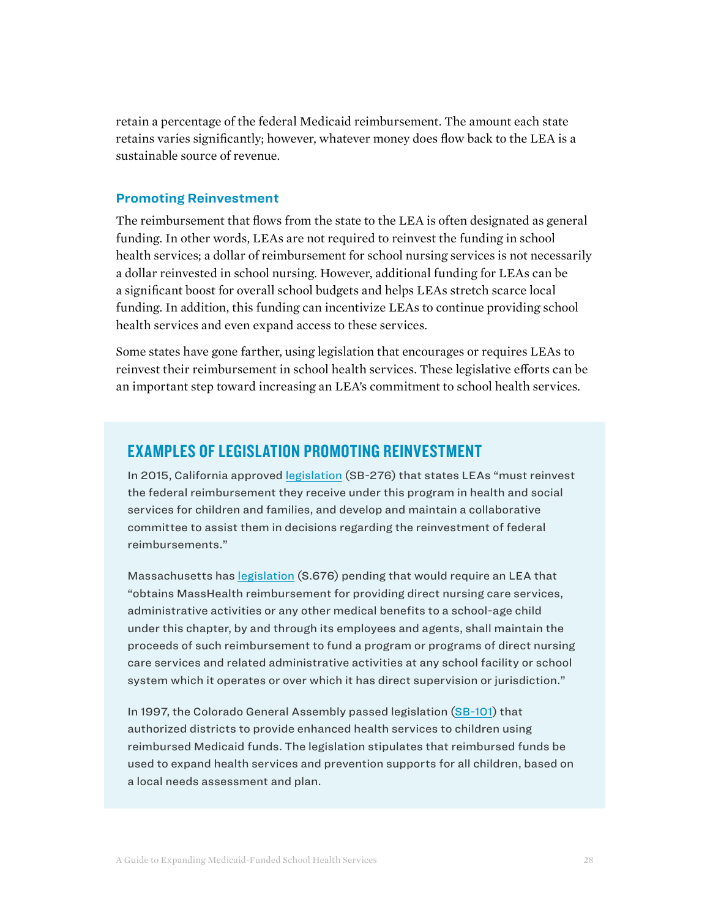retain a percentage of the federal Medicaid reimbursement. The amount each state retains varies significantly; however, whatever money does flow back to the LEA is a sustainable source of revenue.

### Promoting Reinvestment

The reimbursement that flows from the state to the LEA is often designated as general funding. In other words, LEAs are not required to reinvest the funding in school health services; a dollar of reimbursement for school nursing services is not necessarily a dollar reinvested in school nursing. However, additional funding for LEAs can be a significant boost for overall school budgets and helps LEAs stretch scarce local funding. In addition, this funding can incentivize LEAs to continue providing school health services and even expand access to these services.

Some states have gone farther, using legislation that encourages or requires LEAs to reinvest their reimbursement in school health services. These legislative efforts can be an important step toward increasing an LEA's commitment to school health services.

## EXAMPLES OF LEGISLATION PROMOTING REINVESTMENT

In 2015, California approved legislation (SB-276) that states LEAs "must reinvest the federal reimbursement they receive under this program in health and social services for children and families, and develop and maintain a collaborative committee to assist them in decisions regarding the reinvestment of federal reimbursements."

Massachusetts has legislation (S.676) pending that would require an LEA that "obtains MassHealth reimbursement for providing direct nursing care services, administrative activities or any other medical benefits to a school-age child under this chapter, by and through its employees and agents, shall maintain the proceeds of such reimbursement to fund a program or programs of direct nursing care services and related administrative activities at any school facility or school system which it operates or over which it has direct supervision or jurisdiction."

In 1997, the Colorado General Assembly passed legislation (SB-101) that authorized districts to provide enhanced health services to children using reimbursed Medicaid funds. The legislation stipulates that reimbursed funds be used to expand health services and prevention supports for all children, based on a local needs assessment and plan.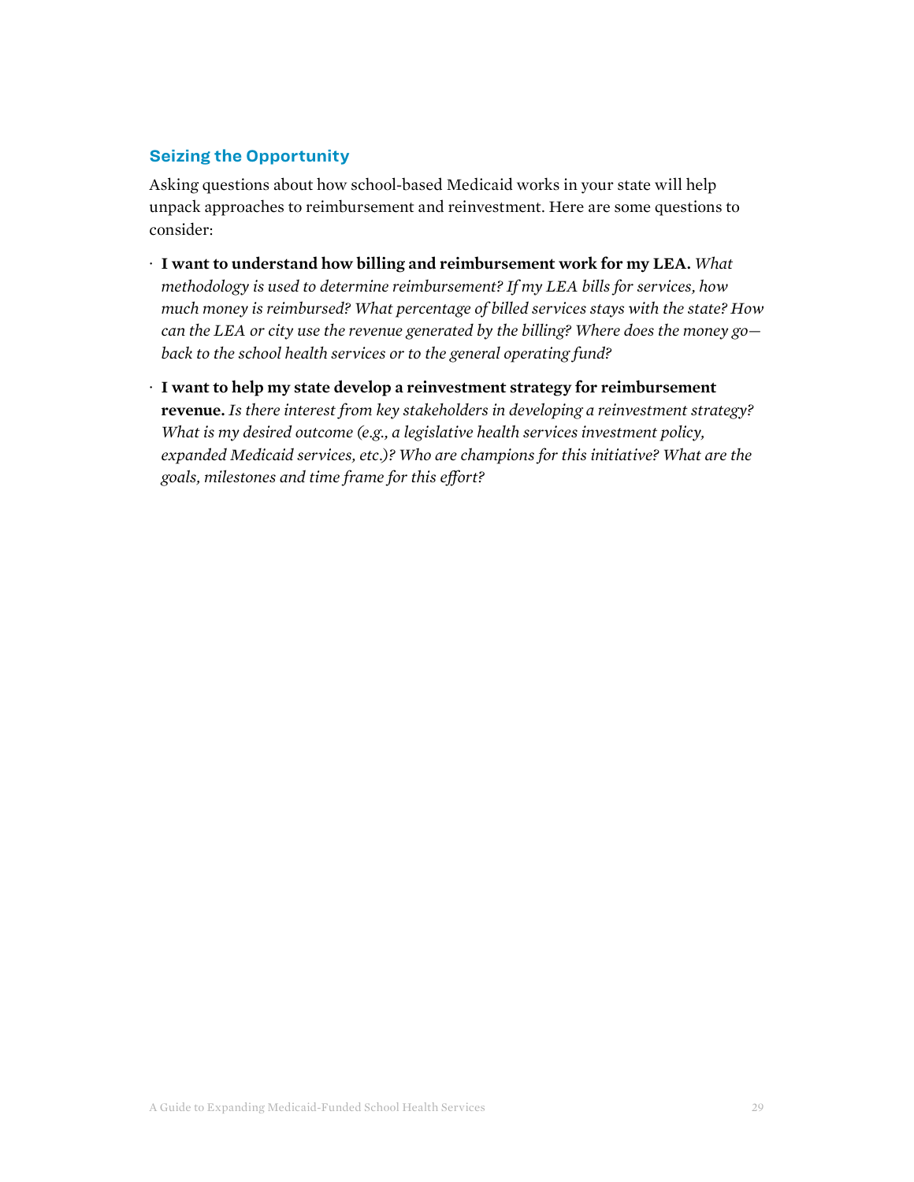### Seizing the Opportunity

Asking questions about how school-based Medicaid works in your state will help unpack approaches to reimbursement and reinvestment. Here are some questions to consider:

- **I want to understand how billing and reimbursement work for my LEA.** *What methodology is used to determine reimbursement? If my LEA bills for services, how much money is reimbursed? What percentage of billed services stays with the state? How can the LEA or city use the revenue generated by the billing? Where does the money go—back to the school health services or to the general operating fund?*

- **I want to help my state develop a reinvestment strategy for reimbursement revenue.** *Is there interest from key stakeholders in developing a reinvestment strategy? What is my desired outcome (e.g., a legislative health services investment policy, expanded Medicaid services, etc.)? Who are champions for this initiative? What are the goals, milestones and time frame for this effort?*